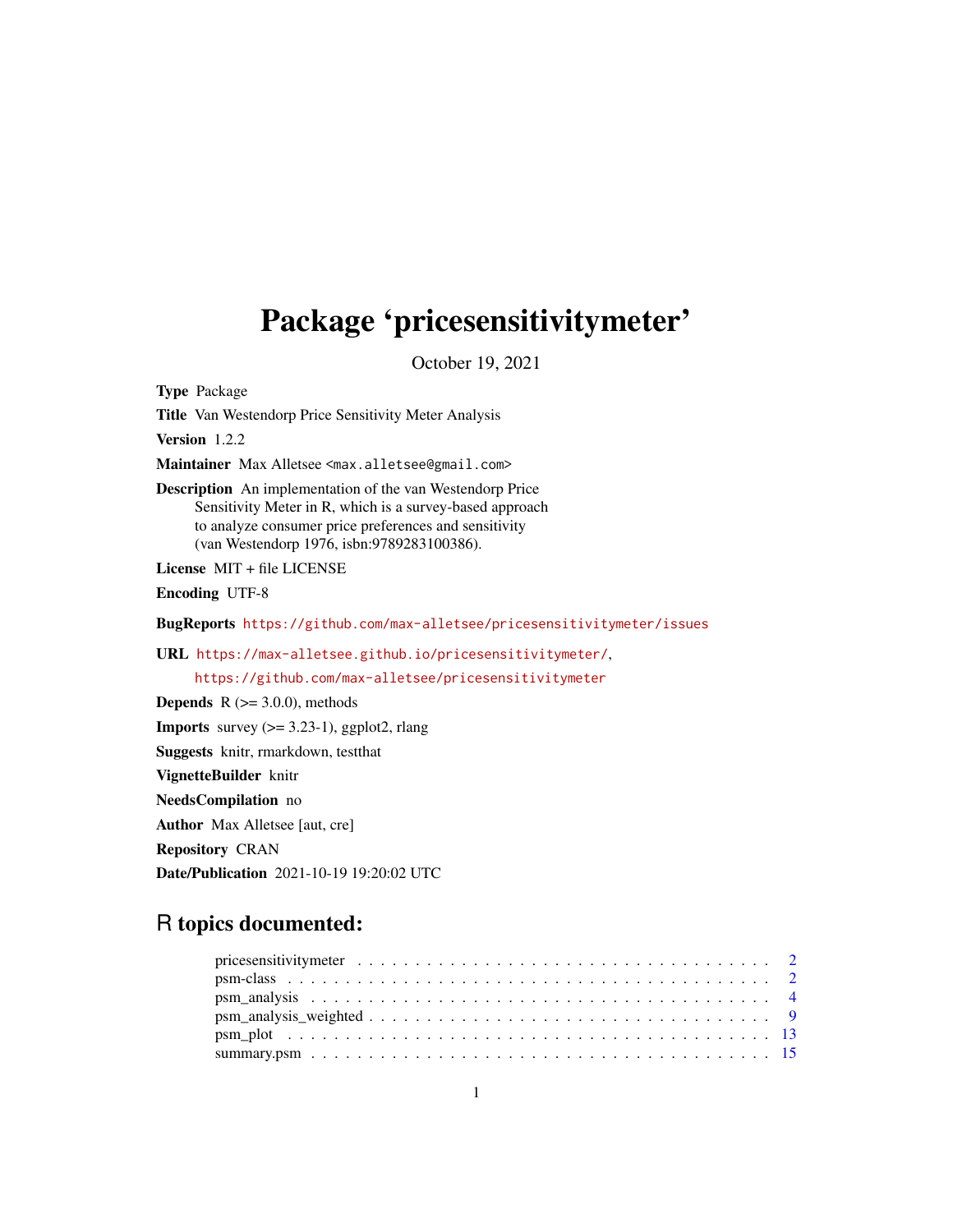# Package 'pricesensitivitymeter'

October 19, 2021

**Type** Package

**Title** Van Westendorp Price Sensitivity Meter Analysis

**Version** 1.2.2

**Maintainer** Max Alletsee <max.alletsee@gmail.com>

**Description** An implementation of the van Westendorp Price Sensitivity Meter in R, which is a survey-based approach to analyze consumer price preferences and sensitivity (van Westendorp 1976, isbn:9789283100386).

**License** MIT + file LICENSE

**Encoding** UTF-8

**BugReports** https://github.com/max-alletsee/pricesensitivitymeter/issues

**URL** https://max-alletsee.github.io/pricesensitivitymeter/,
https://github.com/max-alletsee/pricesensitivitymeter

**Depends** R (>= 3.0.0), methods

**Imports** survey (>= 3.23-1), ggplot2, rlang

**Suggests** knitr, rmarkdown, testthat

**VignetteBuilder** knitr

**NeedsCompilation** no

**Author** Max Alletsee [aut, cre]

**Repository** CRAN

**Date/Publication** 2021-10-19 19:20:02 UTC

## R topics documented:

- pricesensitivitymeter . . . . . . . . . . . . . . . . . . . . . . . . . . . . . . . . . . . . . 2
- psm-class . . . . . . . . . . . . . . . . . . . . . . . . . . . . . . . . . . . . . . . . . . . . 2
- psm_analysis . . . . . . . . . . . . . . . . . . . . . . . . . . . . . . . . . . . . . . . . . . 4
- psm_analysis_weighted . . . . . . . . . . . . . . . . . . . . . . . . . . . . . . . . . . . . 9
- psm_plot . . . . . . . . . . . . . . . . . . . . . . . . . . . . . . . . . . . . . . . . . . . . 13
- summary.psm . . . . . . . . . . . . . . . . . . . . . . . . . . . . . . . . . . . . . . . . . 15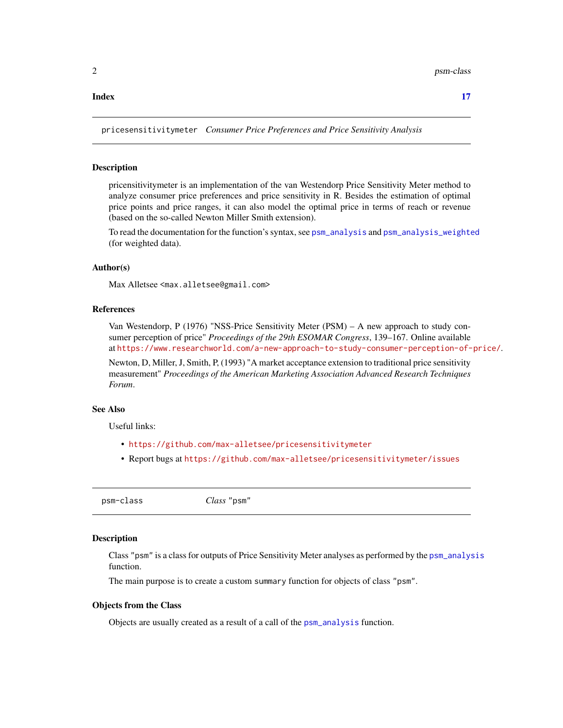**Index** **17**

---

`pricesensitivitymeter` *Consumer Price Preferences and Price Sensitivity Analysis*

---

### Description

pricensitivitymeter is an implementation of the van Westendorp Price Sensitivity Meter method to analyze consumer price preferences and price sensitivity in R. Besides the estimation of optimal price points and price ranges, it can also model the optimal price in terms of reach or revenue (based on the so-called Newton Miller Smith extension).

To read the documentation for the function's syntax, see `psm_analysis` and `psm_analysis_weighted` (for weighted data).

### Author(s)

Max Alletsee <max.alletsee@gmail.com>

### References

Van Westendorp, P (1976) "NSS-Price Sensitivity Meter (PSM) – A new approach to study consumer perception of price" *Proceedings of the 29th ESOMAR Congress*, 139–167. Online available at `https://www.researchworld.com/a-new-approach-to-study-consumer-perception-of-price/`.

Newton, D, Miller, J, Smith, P, (1993) "A market acceptance extension to traditional price sensitivity measurement" *Proceedings of the American Marketing Association Advanced Research Techniques Forum*.

### See Also

Useful links:

- `https://github.com/max-alletsee/pricesensitivitymeter`
- Report bugs at `https://github.com/max-alletsee/pricesensitivitymeter/issues`

---

`psm-class` *Class* `"psm"`

---

### Description

Class `"psm"` is a class for outputs of Price Sensitivity Meter analyses as performed by the `psm_analysis` function.

The main purpose is to create a custom `summary` function for objects of class `"psm"`.

### Objects from the Class

Objects are usually created as a result of a call of the `psm_analysis` function.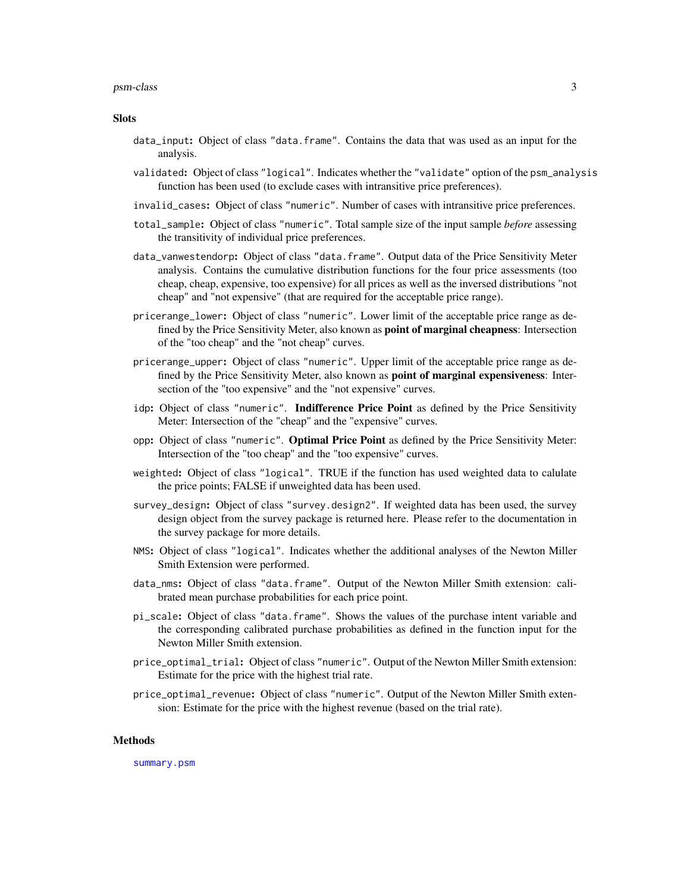## Slots

`data_input`: Object of class `"data.frame"`. Contains the data that was used as an input for the analysis.

`validated`: Object of class `"logical"`. Indicates whether the `"validate"` option of the `psm_analysis` function has been used (to exclude cases with intransitive price preferences).

`invalid_cases`: Object of class `"numeric"`. Number of cases with intransitive price preferences.

`total_sample`: Object of class `"numeric"`. Total sample size of the input sample *before* assessing the transitivity of individual price preferences.

`data_vanwestendorp`: Object of class `"data.frame"`. Output data of the Price Sensitivity Meter analysis. Contains the cumulative distribution functions for the four price assessments (too cheap, cheap, expensive, too expensive) for all prices as well as the inversed distributions "not cheap" and "not expensive" (that are required for the acceptable price range).

`pricerange_lower`: Object of class `"numeric"`. Lower limit of the acceptable price range as defined by the Price Sensitivity Meter, also known as **point of marginal cheapness**: Intersection of the "too cheap" and the "not cheap" curves.

`pricerange_upper`: Object of class `"numeric"`. Upper limit of the acceptable price range as defined by the Price Sensitivity Meter, also known as **point of marginal expensiveness**: Intersection of the "too expensive" and the "not expensive" curves.

`idp`: Object of class `"numeric"`. **Indifference Price Point** as defined by the Price Sensitivity Meter: Intersection of the "cheap" and the "expensive" curves.

`opp`: Object of class `"numeric"`. **Optimal Price Point** as defined by the Price Sensitivity Meter: Intersection of the "too cheap" and the "too expensive" curves.

`weighted`: Object of class `"logical"`. TRUE if the function has used weighted data to calulate the price points; FALSE if unweighted data has been used.

`survey_design`: Object of class `"survey.design2"`. If weighted data has been used, the survey design object from the survey package is returned here. Please refer to the documentation in the survey package for more details.

`NMS`: Object of class `"logical"`. Indicates whether the additional analyses of the Newton Miller Smith Extension were performed.

`data_nms`: Object of class `"data.frame"`. Output of the Newton Miller Smith extension: calibrated mean purchase probabilities for each price point.

`pi_scale`: Object of class `"data.frame"`. Shows the values of the purchase intent variable and the corresponding calibrated purchase probabilities as defined in the function input for the Newton Miller Smith extension.

`price_optimal_trial`: Object of class `"numeric"`. Output of the Newton Miller Smith extension: Estimate for the price with the highest trial rate.

`price_optimal_revenue`: Object of class `"numeric"`. Output of the Newton Miller Smith extension: Estimate for the price with the highest revenue (based on the trial rate).

## Methods

`summary.psm`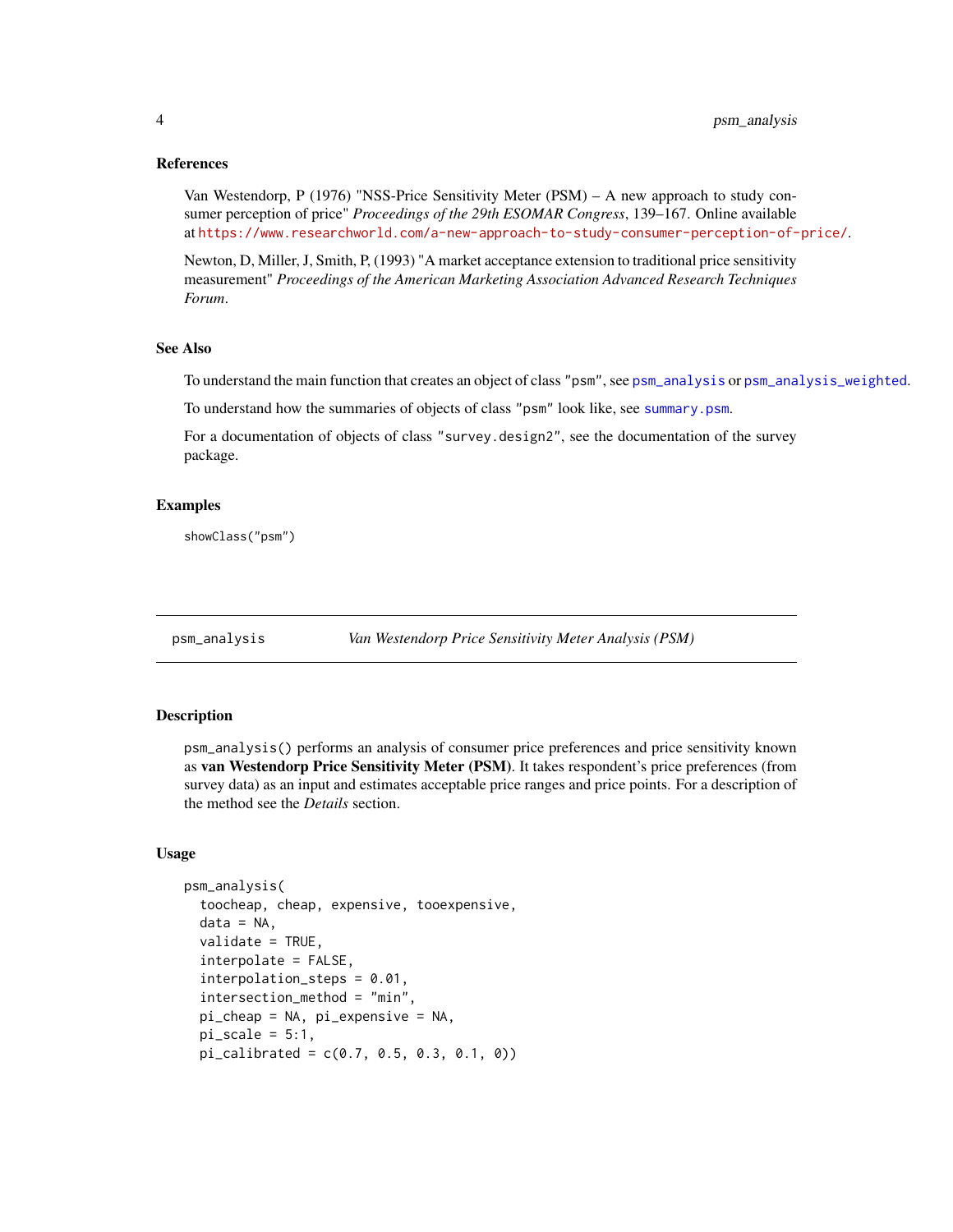### References

Van Westendorp, P (1976) "NSS-Price Sensitivity Meter (PSM) – A new approach to study consumer perception of price" *Proceedings of the 29th ESOMAR Congress*, 139–167. Online available at https://www.researchworld.com/a-new-approach-to-study-consumer-perception-of-price/.

Newton, D, Miller, J, Smith, P, (1993) "A market acceptance extension to traditional price sensitivity measurement" *Proceedings of the American Marketing Association Advanced Research Techniques Forum*.

### See Also

To understand the main function that creates an object of class "psm", see psm_analysis or psm_analysis_weighted.

To understand how the summaries of objects of class "psm" look like, see summary.psm.

For a documentation of objects of class "survey.design2", see the documentation of the survey package.

### Examples

```
showClass("psm")
```

---

## psm_analysis — *Van Westendorp Price Sensitivity Meter Analysis (PSM)*

### Description

psm_analysis() performs an analysis of consumer price preferences and price sensitivity known as **van Westendorp Price Sensitivity Meter (PSM)**. It takes respondent's price preferences (from survey data) as an input and estimates acceptable price ranges and price points. For a description of the method see the *Details* section.

### Usage

```
psm_analysis(
  toocheap, cheap, expensive, tooexpensive,
  data = NA,
  validate = TRUE,
  interpolate = FALSE,
  interpolation_steps = 0.01,
  intersection_method = "min",
  pi_cheap = NA, pi_expensive = NA,
  pi_scale = 5:1,
  pi_calibrated = c(0.7, 0.5, 0.3, 0.1, 0))
```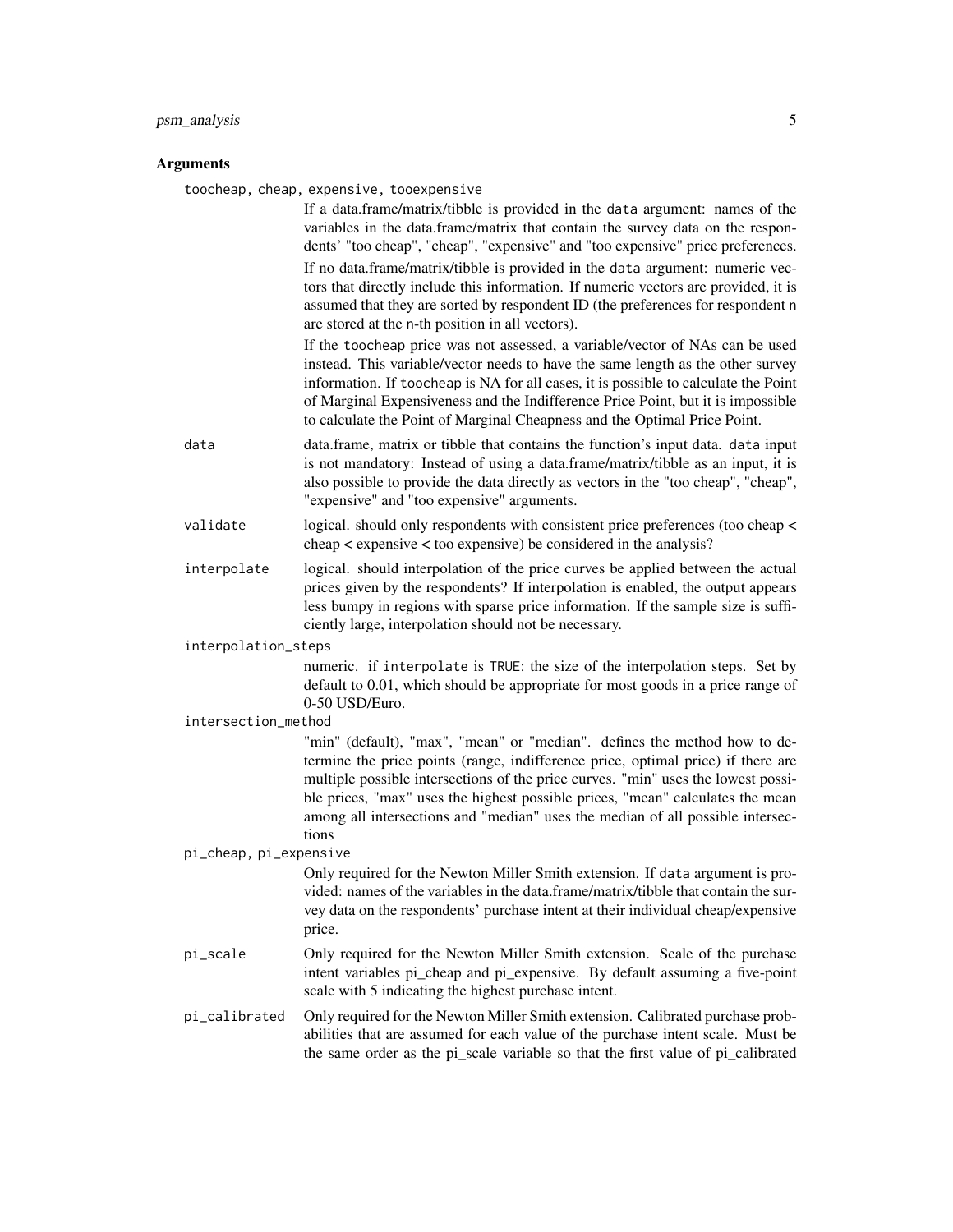## Arguments

`toocheap, cheap, expensive, tooexpensive`
: If a data.frame/matrix/tibble is provided in the `data` argument: names of the variables in the data.frame/matrix that contain the survey data on the respondents' "too cheap", "cheap", "expensive" and "too expensive" price preferences.

  If no data.frame/matrix/tibble is provided in the `data` argument: numeric vectors that directly include this information. If numeric vectors are provided, it is assumed that they are sorted by respondent ID (the preferences for respondent `n` are stored at the `n`-th position in all vectors).

  If the `toocheap` price was not assessed, a variable/vector of NAs can be used instead. This variable/vector needs to have the same length as the other survey information. If `toocheap` is NA for all cases, it is possible to calculate the Point of Marginal Expensiveness and the Indifference Price Point, but it is impossible to calculate the Point of Marginal Cheapness and the Optimal Price Point.

`data`
: data.frame, matrix or tibble that contains the function's input data. `data` input is not mandatory: Instead of using a data.frame/matrix/tibble as an input, it is also possible to provide the data directly as vectors in the "too cheap", "cheap", "expensive" and "too expensive" arguments.

`validate`
: logical. should only respondents with consistent price preferences (too cheap < cheap < expensive < too expensive) be considered in the analysis?

`interpolate`
: logical. should interpolation of the price curves be applied between the actual prices given by the respondents? If interpolation is enabled, the output appears less bumpy in regions with sparse price information. If the sample size is sufficiently large, interpolation should not be necessary.

`interpolation_steps`
: numeric. if `interpolate` is `TRUE`: the size of the interpolation steps. Set by default to 0.01, which should be appropriate for most goods in a price range of 0-50 USD/Euro.

`intersection_method`
: "min" (default), "max", "mean" or "median". defines the method how to determine the price points (range, indifference price, optimal price) if there are multiple possible intersections of the price curves. "min" uses the lowest possible prices, "max" uses the highest possible prices, "mean" calculates the mean among all intersections and "median" uses the median of all possible intersections

`pi_cheap, pi_expensive`
: Only required for the Newton Miller Smith extension. If `data` argument is provided: names of the variables in the data.frame/matrix/tibble that contain the survey data on the respondents' purchase intent at their individual cheap/expensive price.

`pi_scale`
: Only required for the Newton Miller Smith extension. Scale of the purchase intent variables pi_cheap and pi_expensive. By default assuming a five-point scale with 5 indicating the highest purchase intent.

`pi_calibrated`
: Only required for the Newton Miller Smith extension. Calibrated purchase probabilities that are assumed for each value of the purchase intent scale. Must be the same order as the pi_scale variable so that the first value of pi_calibrated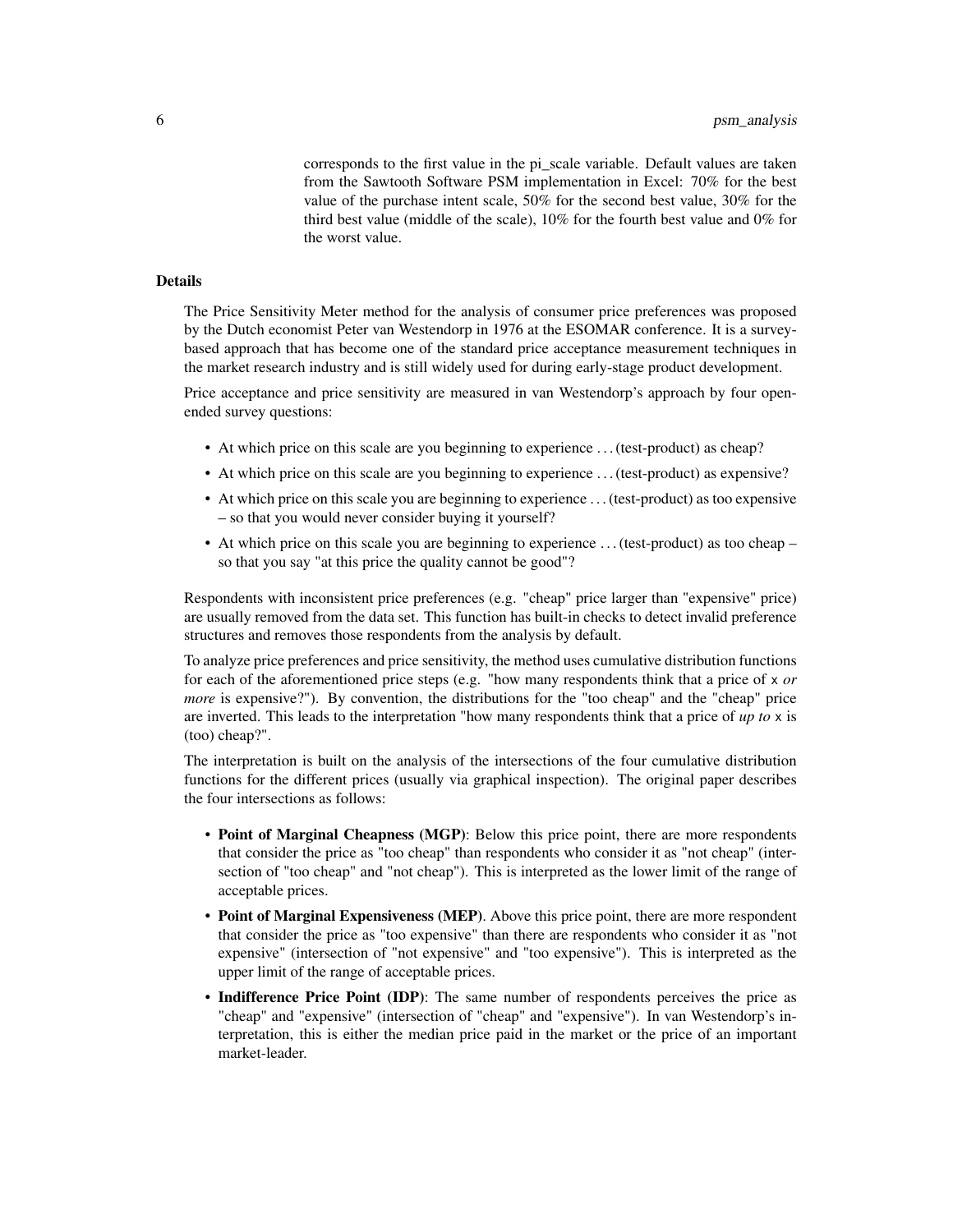corresponds to the first value in the pi_scale variable. Default values are taken from the Sawtooth Software PSM implementation in Excel: 70% for the best value of the purchase intent scale, 50% for the second best value, 30% for the third best value (middle of the scale), 10% for the fourth best value and 0% for the worst value.

## Details

The Price Sensitivity Meter method for the analysis of consumer price preferences was proposed by the Dutch economist Peter van Westendorp in 1976 at the ESOMAR conference. It is a survey-based approach that has become one of the standard price acceptance measurement techniques in the market research industry and is still widely used for during early-stage product development.

Price acceptance and price sensitivity are measured in van Westendorp's approach by four open-ended survey questions:

- At which price on this scale are you beginning to experience . . . (test-product) as cheap?
- At which price on this scale are you beginning to experience . . . (test-product) as expensive?
- At which price on this scale you are beginning to experience . . . (test-product) as too expensive – so that you would never consider buying it yourself?
- At which price on this scale you are beginning to experience . . . (test-product) as too cheap – so that you say "at this price the quality cannot be good"?

Respondents with inconsistent price preferences (e.g. "cheap" price larger than "expensive" price) are usually removed from the data set. This function has built-in checks to detect invalid preference structures and removes those respondents from the analysis by default.

To analyze price preferences and price sensitivity, the method uses cumulative distribution functions for each of the aforementioned price steps (e.g. "how many respondents think that a price of `x` *or more* is expensive?"). By convention, the distributions for the "too cheap" and the "cheap" price are inverted. This leads to the interpretation "how many respondents think that a price of *up to* `x` is (too) cheap?".

The interpretation is built on the analysis of the intersections of the four cumulative distribution functions for the different prices (usually via graphical inspection). The original paper describes the four intersections as follows:

- **Point of Marginal Cheapness (MGP)**: Below this price point, there are more respondents that consider the price as "too cheap" than respondents who consider it as "not cheap" (intersection of "too cheap" and "not cheap"). This is interpreted as the lower limit of the range of acceptable prices.
- **Point of Marginal Expensiveness (MEP)**. Above this price point, there are more respondent that consider the price as "too expensive" than there are respondents who consider it as "not expensive" (intersection of "not expensive" and "too expensive"). This is interpreted as the upper limit of the range of acceptable prices.
- **Indifference Price Point (IDP)**: The same number of respondents perceives the price as "cheap" and "expensive" (intersection of "cheap" and "expensive"). In van Westendorp's interpretation, this is either the median price paid in the market or the price of an important market-leader.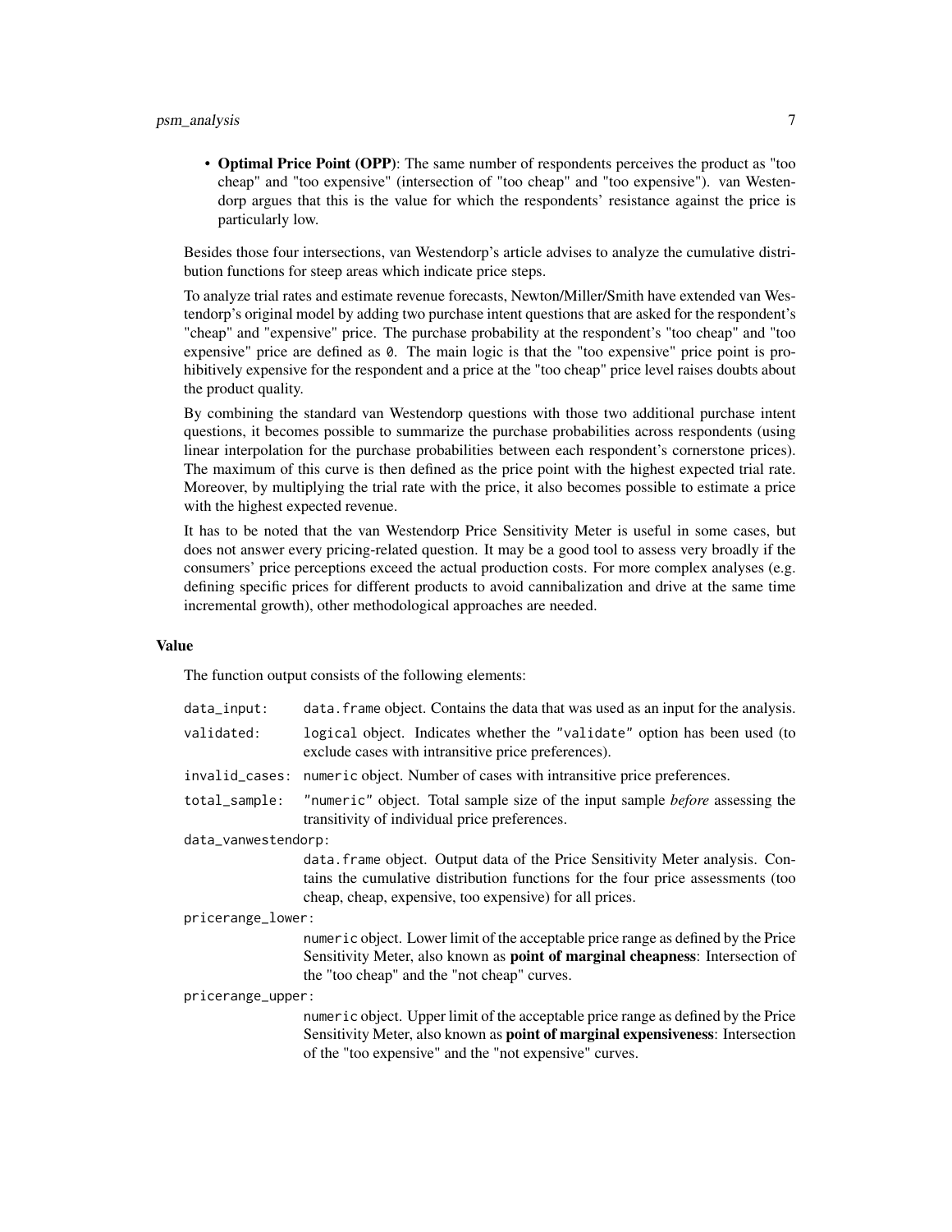- **Optimal Price Point (OPP)**: The same number of respondents perceives the product as "too cheap" and "too expensive" (intersection of "too cheap" and "too expensive"). van Westendorp argues that this is the value for which the respondents' resistance against the price is particularly low.

Besides those four intersections, van Westendorp's article advises to analyze the cumulative distribution functions for steep areas which indicate price steps.

To analyze trial rates and estimate revenue forecasts, Newton/Miller/Smith have extended van Westendorp's original model by adding two purchase intent questions that are asked for the respondent's "cheap" and "expensive" price. The purchase probability at the respondent's "too cheap" and "too expensive" price are defined as `0`. The main logic is that the "too expensive" price point is prohibitively expensive for the respondent and a price at the "too cheap" price level raises doubts about the product quality.

By combining the standard van Westendorp questions with those two additional purchase intent questions, it becomes possible to summarize the purchase probabilities across respondents (using linear interpolation for the purchase probabilities between each respondent's cornerstone prices). The maximum of this curve is then defined as the price point with the highest expected trial rate. Moreover, by multiplying the trial rate with the price, it also becomes possible to estimate a price with the highest expected revenue.

It has to be noted that the van Westendorp Price Sensitivity Meter is useful in some cases, but does not answer every pricing-related question. It may be a good tool to assess very broadly if the consumers' price perceptions exceed the actual production costs. For more complex analyses (e.g. defining specific prices for different products to avoid cannibalization and drive at the same time incremental growth), other methodological approaches are needed.

### Value

The function output consists of the following elements:

`data_input`: `data.frame` object. Contains the data that was used as an input for the analysis.

`validated`: `logical` object. Indicates whether the `"validate"` option has been used (to exclude cases with intransitive price preferences).

`invalid_cases`: `numeric` object. Number of cases with intransitive price preferences.

`total_sample`: `"numeric"` object. Total sample size of the input sample *before* assessing the transitivity of individual price preferences.

`data_vanwestendorp`: `data.frame` object. Output data of the Price Sensitivity Meter analysis. Contains the cumulative distribution functions for the four price assessments (too cheap, cheap, expensive, too expensive) for all prices.

`pricerange_lower`: `numeric` object. Lower limit of the acceptable price range as defined by the Price Sensitivity Meter, also known as **point of marginal cheapness**: Intersection of the "too cheap" and the "not cheap" curves.

`pricerange_upper`: `numeric` object. Upper limit of the acceptable price range as defined by the Price Sensitivity Meter, also known as **point of marginal expensiveness**: Intersection of the "too expensive" and the "not expensive" curves.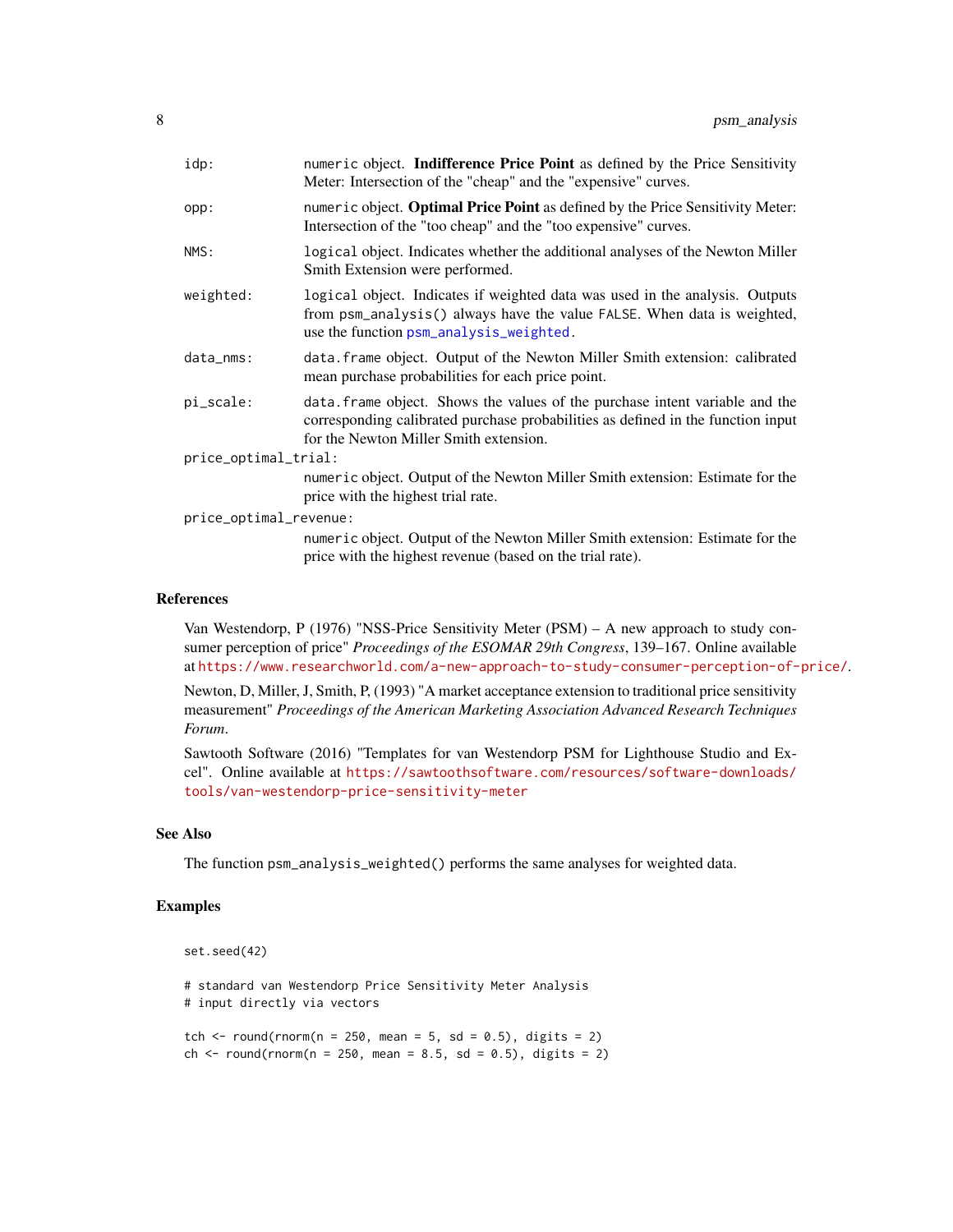- `idp:` numeric object. **Indifference Price Point** as defined by the Price Sensitivity Meter: Intersection of the "cheap" and the "expensive" curves.
- `opp:` numeric object. **Optimal Price Point** as defined by the Price Sensitivity Meter: Intersection of the "too cheap" and the "too expensive" curves.
- `NMS:` logical object. Indicates whether the additional analyses of the Newton Miller Smith Extension were performed.
- `weighted:` logical object. Indicates if weighted data was used in the analysis. Outputs from `psm_analysis()` always have the value `FALSE`. When data is weighted, use the function `psm_analysis_weighted`.
- `data_nms:` data.frame object. Output of the Newton Miller Smith extension: calibrated mean purchase probabilities for each price point.
- `pi_scale:` data.frame object. Shows the values of the purchase intent variable and the corresponding calibrated purchase probabilities as defined in the function input for the Newton Miller Smith extension.
- `price_optimal_trial:` numeric object. Output of the Newton Miller Smith extension: Estimate for the price with the highest trial rate.
- `price_optimal_revenue:` numeric object. Output of the Newton Miller Smith extension: Estimate for the price with the highest revenue (based on the trial rate).

## References

Van Westendorp, P (1976) "NSS-Price Sensitivity Meter (PSM) – A new approach to study consumer perception of price" *Proceedings of the ESOMAR 29th Congress*, 139–167. Online available at https://www.researchworld.com/a-new-approach-to-study-consumer-perception-of-price/.

Newton, D, Miller, J, Smith, P, (1993) "A market acceptance extension to traditional price sensitivity measurement" *Proceedings of the American Marketing Association Advanced Research Techniques Forum*.

Sawtooth Software (2016) "Templates for van Westendorp PSM for Lighthouse Studio and Excel". Online available at https://sawtoothsoftware.com/resources/software-downloads/tools/van-westendorp-price-sensitivity-meter

## See Also

The function `psm_analysis_weighted()` performs the same analyses for weighted data.

## Examples

```
set.seed(42)

# standard van Westendorp Price Sensitivity Meter Analysis
# input directly via vectors

tch <- round(rnorm(n = 250, mean = 5, sd = 0.5), digits = 2)
ch <- round(rnorm(n = 250, mean = 8.5, sd = 0.5), digits = 2)
```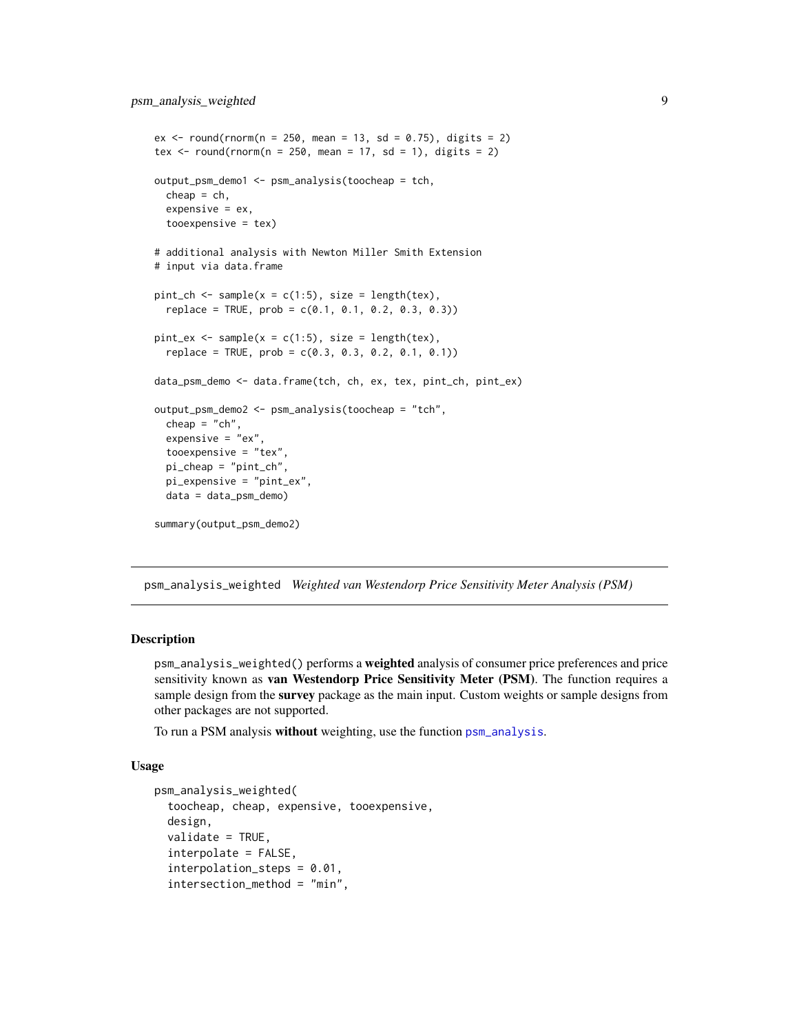```
ex <- round(rnorm(n = 250, mean = 13, sd = 0.75), digits = 2)
tex <- round(rnorm(n = 250, mean = 17, sd = 1), digits = 2)

output_psm_demo1 <- psm_analysis(toocheap = tch,
  cheap = ch,
  expensive = ex,
  tooexpensive = tex)

# additional analysis with Newton Miller Smith Extension
# input via data.frame

pint_ch <- sample(x = c(1:5), size = length(tex),
  replace = TRUE, prob = c(0.1, 0.1, 0.2, 0.3, 0.3))

pint_ex <- sample(x = c(1:5), size = length(tex),
  replace = TRUE, prob = c(0.3, 0.3, 0.2, 0.1, 0.1))

data_psm_demo <- data.frame(tch, ch, ex, tex, pint_ch, pint_ex)

output_psm_demo2 <- psm_analysis(toocheap = "tch",
  cheap = "ch",
  expensive = "ex",
  tooexpensive = "tex",
  pi_cheap = "pint_ch",
  pi_expensive = "pint_ex",
  data = data_psm_demo)

summary(output_psm_demo2)
```

---

## psm_analysis_weighted *Weighted van Westendorp Price Sensitivity Meter Analysis (PSM)*

---

### Description

psm_analysis_weighted() performs a **weighted** analysis of consumer price preferences and price sensitivity known as **van Westendorp Price Sensitivity Meter (PSM)**. The function requires a sample design from the **survey** package as the main input. Custom weights or sample designs from other packages are not supported.

To run a PSM analysis **without** weighting, use the function psm_analysis.

### Usage

```
psm_analysis_weighted(
  toocheap, cheap, expensive, tooexpensive,
  design,
  validate = TRUE,
  interpolate = FALSE,
  interpolation_steps = 0.01,
  intersection_method = "min",
```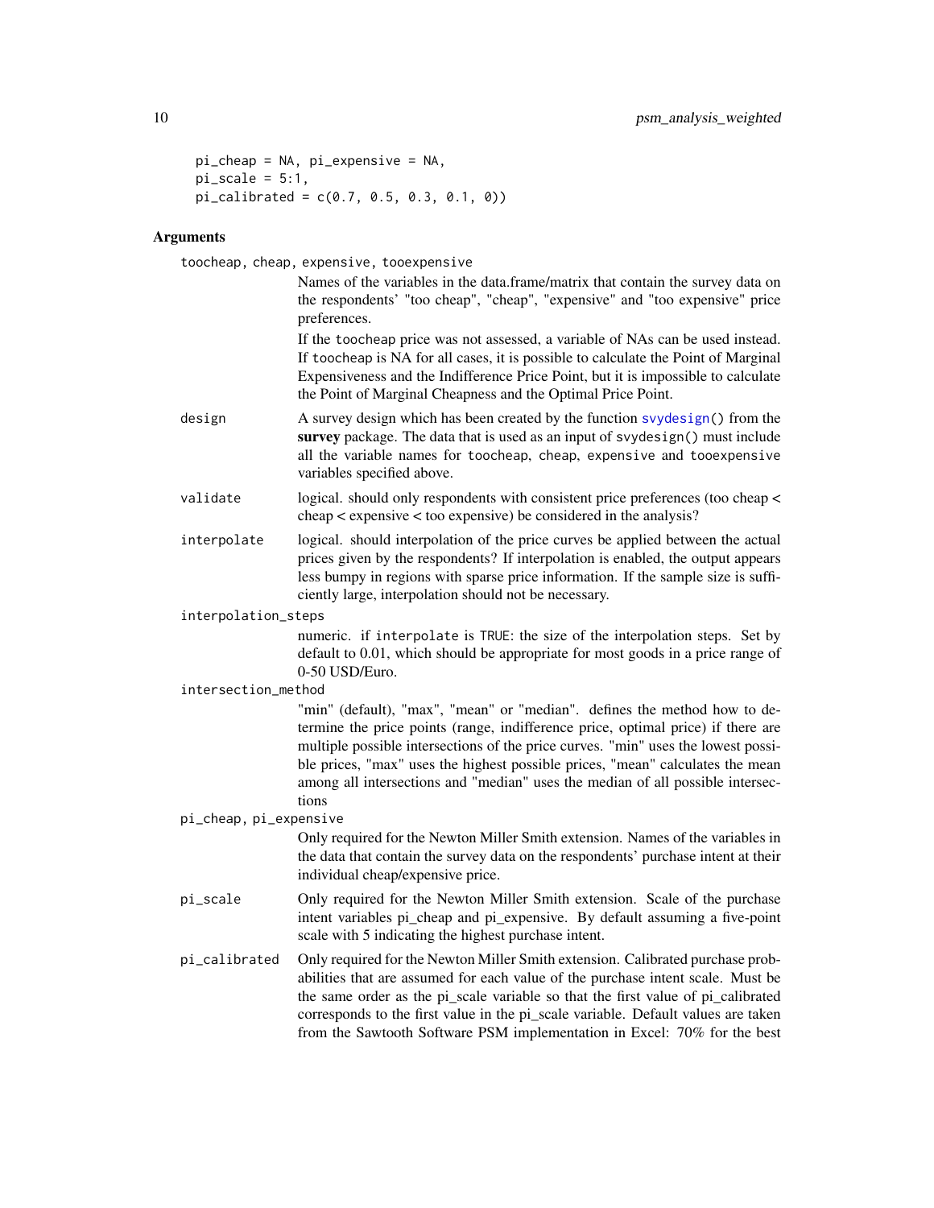```
  pi_cheap = NA, pi_expensive = NA,
  pi_scale = 5:1,
  pi_calibrated = c(0.7, 0.5, 0.3, 0.1, 0))
```

## Arguments

**toocheap, cheap, expensive, tooexpensive**
: Names of the variables in the data.frame/matrix that contain the survey data on the respondents' "too cheap", "cheap", "expensive" and "too expensive" price preferences.

  If the toocheap price was not assessed, a variable of NAs can be used instead. If toocheap is NA for all cases, it is possible to calculate the Point of Marginal Expensiveness and the Indifference Price Point, but it is impossible to calculate the Point of Marginal Cheapness and the Optimal Price Point.

**design**
: A survey design which has been created by the function svydesign() from the **survey** package. The data that is used as an input of svydesign() must include all the variable names for toocheap, cheap, expensive and tooexpensive variables specified above.

**validate**
: logical. should only respondents with consistent price preferences (too cheap < cheap < expensive < too expensive) be considered in the analysis?

**interpolate**
: logical. should interpolation of the price curves be applied between the actual prices given by the respondents? If interpolation is enabled, the output appears less bumpy in regions with sparse price information. If the sample size is sufficiently large, interpolation should not be necessary.

**interpolation_steps**
: numeric. if interpolate is TRUE: the size of the interpolation steps. Set by default to 0.01, which should be appropriate for most goods in a price range of 0-50 USD/Euro.

**intersection_method**
: "min" (default), "max", "mean" or "median". defines the method how to determine the price points (range, indifference price, optimal price) if there are multiple possible intersections of the price curves. "min" uses the lowest possible prices, "max" uses the highest possible prices, "mean" calculates the mean among all intersections and "median" uses the median of all possible intersections

**pi_cheap, pi_expensive**
: Only required for the Newton Miller Smith extension. Names of the variables in the data that contain the survey data on the respondents' purchase intent at their individual cheap/expensive price.

**pi_scale**
: Only required for the Newton Miller Smith extension. Scale of the purchase intent variables pi_cheap and pi_expensive. By default assuming a five-point scale with 5 indicating the highest purchase intent.

**pi_calibrated**
: Only required for the Newton Miller Smith extension. Calibrated purchase probabilities that are assumed for each value of the purchase intent scale. Must be the same order as the pi_scale variable so that the first value of pi_calibrated corresponds to the first value in the pi_scale variable. Default values are taken from the Sawtooth Software PSM implementation in Excel: 70% for the best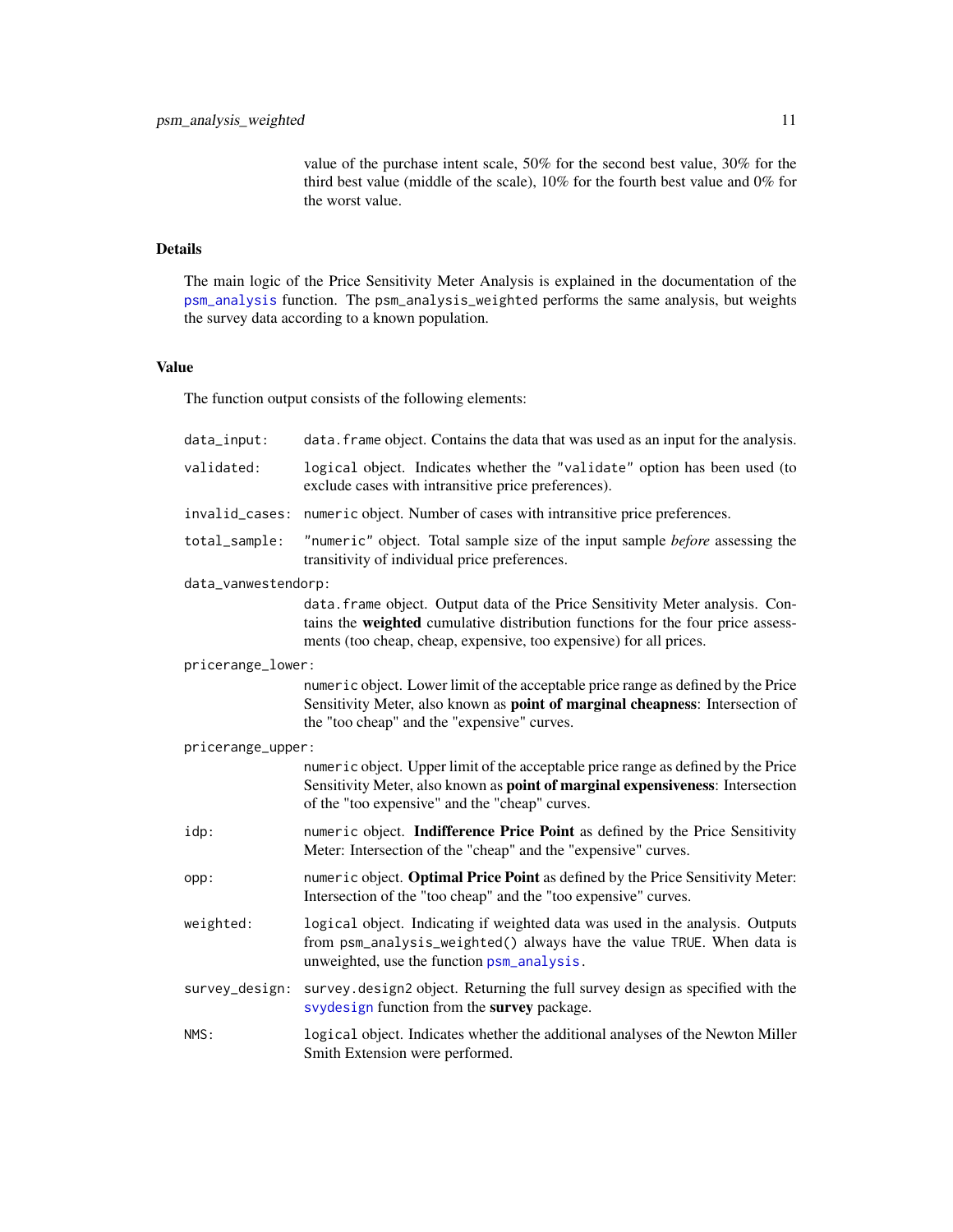value of the purchase intent scale, 50% for the second best value, 30% for the third best value (middle of the scale), 10% for the fourth best value and 0% for the worst value.

## Details

The main logic of the Price Sensitivity Meter Analysis is explained in the documentation of the `psm_analysis` function. The `psm_analysis_weighted` performs the same analysis, but weights the survey data according to a known population.

## Value

The function output consists of the following elements:

- `data_input:` `data.frame` object. Contains the data that was used as an input for the analysis.
- `validated:` `logical` object. Indicates whether the `"validate"` option has been used (to exclude cases with intransitive price preferences).
- `invalid_cases:` `numeric` object. Number of cases with intransitive price preferences.
- `total_sample:` `"numeric"` object. Total sample size of the input sample *before* assessing the transitivity of individual price preferences.
- `data_vanwestendorp:` `data.frame` object. Output data of the Price Sensitivity Meter analysis. Contains the **weighted** cumulative distribution functions for the four price assessments (too cheap, cheap, expensive, too expensive) for all prices.
- `pricerange_lower:` `numeric` object. Lower limit of the acceptable price range as defined by the Price Sensitivity Meter, also known as **point of marginal cheapness**: Intersection of the "too cheap" and the "expensive" curves.
- `pricerange_upper:` `numeric` object. Upper limit of the acceptable price range as defined by the Price Sensitivity Meter, also known as **point of marginal expensiveness**: Intersection of the "too expensive" and the "cheap" curves.
- `idp:` `numeric` object. **Indifference Price Point** as defined by the Price Sensitivity Meter: Intersection of the "cheap" and the "expensive" curves.
- `opp:` `numeric` object. **Optimal Price Point** as defined by the Price Sensitivity Meter: Intersection of the "too cheap" and the "too expensive" curves.
- `weighted:` `logical` object. Indicating if weighted data was used in the analysis. Outputs from `psm_analysis_weighted()` always have the value `TRUE`. When data is unweighted, use the function `psm_analysis`.
- `survey_design:` `survey.design2` object. Returning the full survey design as specified with the `svydesign` function from the **survey** package.
- `NMS:` `logical` object. Indicates whether the additional analyses of the Newton Miller Smith Extension were performed.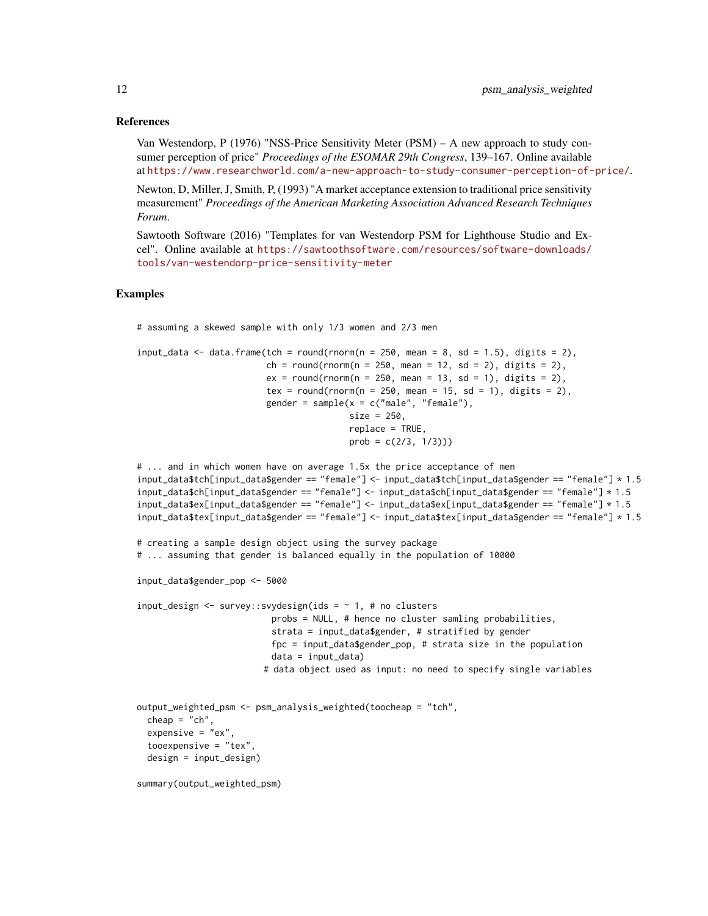## References

Van Westendorp, P (1976) "NSS-Price Sensitivity Meter (PSM) – A new approach to study consumer perception of price" *Proceedings of the ESOMAR 29th Congress*, 139–167. Online available at https://www.researchworld.com/a-new-approach-to-study-consumer-perception-of-price/.

Newton, D, Miller, J, Smith, P, (1993) "A market acceptance extension to traditional price sensitivity measurement" *Proceedings of the American Marketing Association Advanced Research Techniques Forum*.

Sawtooth Software (2016) "Templates for van Westendorp PSM for Lighthouse Studio and Excel". Online available at https://sawtoothsoftware.com/resources/software-downloads/tools/van-westendorp-price-sensitivity-meter

## Examples

```
# assuming a skewed sample with only 1/3 women and 2/3 men

input_data <- data.frame(tch = round(rnorm(n = 250, mean = 8, sd = 1.5), digits = 2),
                         ch = round(rnorm(n = 250, mean = 12, sd = 2), digits = 2),
                         ex = round(rnorm(n = 250, mean = 13, sd = 1), digits = 2),
                         tex = round(rnorm(n = 250, mean = 15, sd = 1), digits = 2),
                         gender = sample(x = c("male", "female"),
                                         size = 250,
                                         replace = TRUE,
                                         prob = c(2/3, 1/3)))

# ... and in which women have on average 1.5x the price acceptance of men
input_data$tch[input_data$gender == "female"] <- input_data$tch[input_data$gender == "female"] * 1.5
input_data$ch[input_data$gender == "female"] <- input_data$ch[input_data$gender == "female"] * 1.5
input_data$ex[input_data$gender == "female"] <- input_data$ex[input_data$gender == "female"] * 1.5
input_data$tex[input_data$gender == "female"] <- input_data$tex[input_data$gender == "female"] * 1.5

# creating a sample design object using the survey package
# ... assuming that gender is balanced equally in the population of 10000

input_data$gender_pop <- 5000

input_design <- survey::svydesign(ids = ~ 1, # no clusters
                          probs = NULL, # hence no cluster samling probabilities,
                          strata = input_data$gender, # stratified by gender
                          fpc = input_data$gender_pop, # strata size in the population
                          data = input_data)
                        # data object used as input: no need to specify single variables


output_weighted_psm <- psm_analysis_weighted(toocheap = "tch",
  cheap = "ch",
  expensive = "ex",
  tooexpensive = "tex",
  design = input_design)

summary(output_weighted_psm)
```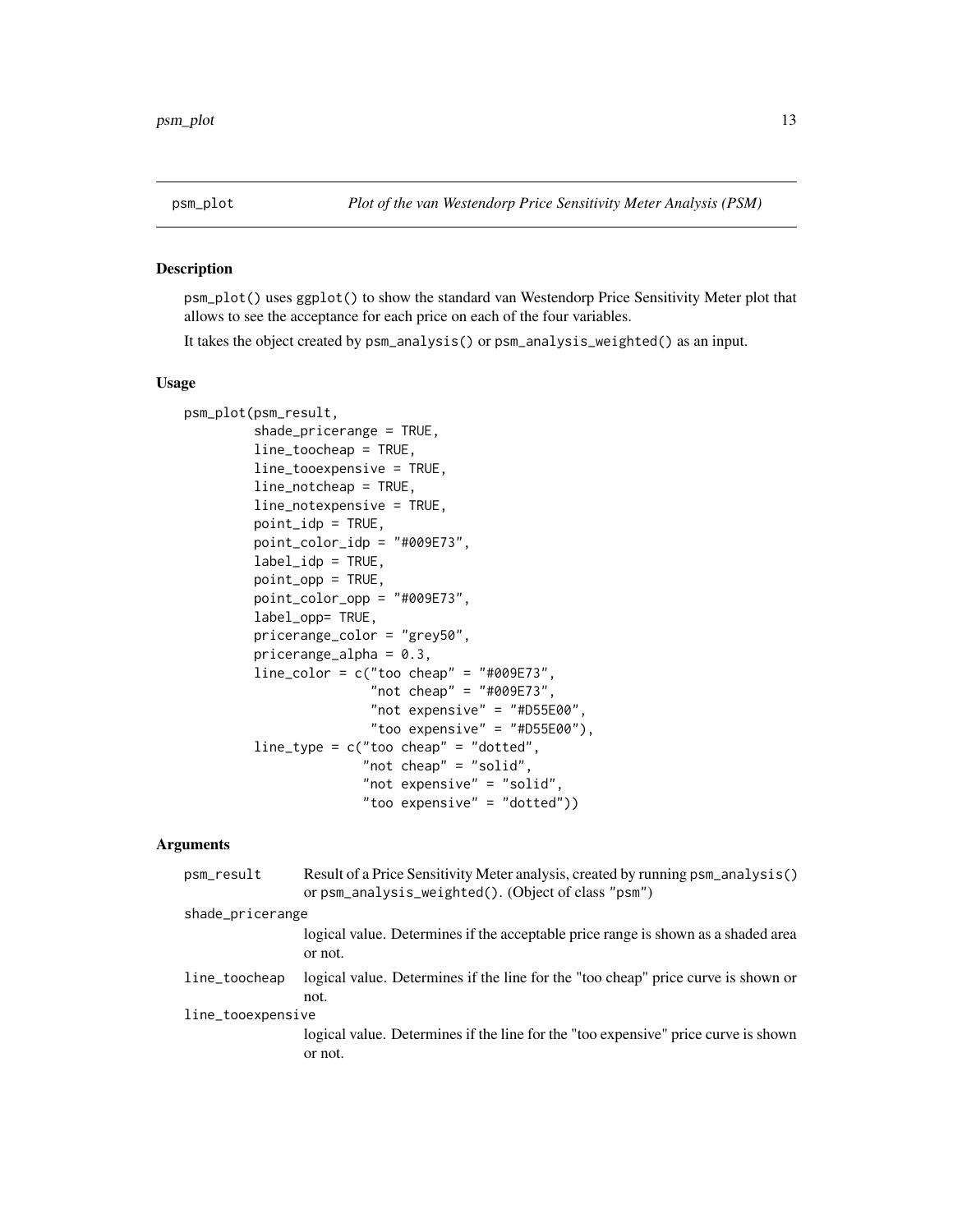# psm_plot — *Plot of the van Westendorp Price Sensitivity Meter Analysis (PSM)*

## Description

psm_plot() uses ggplot() to show the standard van Westendorp Price Sensitivity Meter plot that allows to see the acceptance for each price on each of the four variables.

It takes the object created by psm_analysis() or psm_analysis_weighted() as an input.

## Usage

```
psm_plot(psm_result,
         shade_pricerange = TRUE,
         line_toocheap = TRUE,
         line_tooexpensive = TRUE,
         line_notcheap = TRUE,
         line_notexpensive = TRUE,
         point_idp = TRUE,
         point_color_idp = "#009E73",
         label_idp = TRUE,
         point_opp = TRUE,
         point_color_opp = "#009E73",
         label_opp= TRUE,
         pricerange_color = "grey50",
         pricerange_alpha = 0.3,
         line_color = c("too cheap" = "#009E73",
                        "not cheap" = "#009E73",
                        "not expensive" = "#D55E00",
                        "too expensive" = "#D55E00"),
         line_type = c("too cheap" = "dotted",
                       "not cheap" = "solid",
                       "not expensive" = "solid",
                       "too expensive" = "dotted"))
```

## Arguments

| | |
|---|---|
| psm_result | Result of a Price Sensitivity Meter analysis, created by running psm_analysis() or psm_analysis_weighted(). (Object of class "psm") |
| shade_pricerange | logical value. Determines if the acceptable price range is shown as a shaded area or not. |
| line_toocheap | logical value. Determines if the line for the "too cheap" price curve is shown or not. |
| line_tooexpensive | logical value. Determines if the line for the "too expensive" price curve is shown or not. |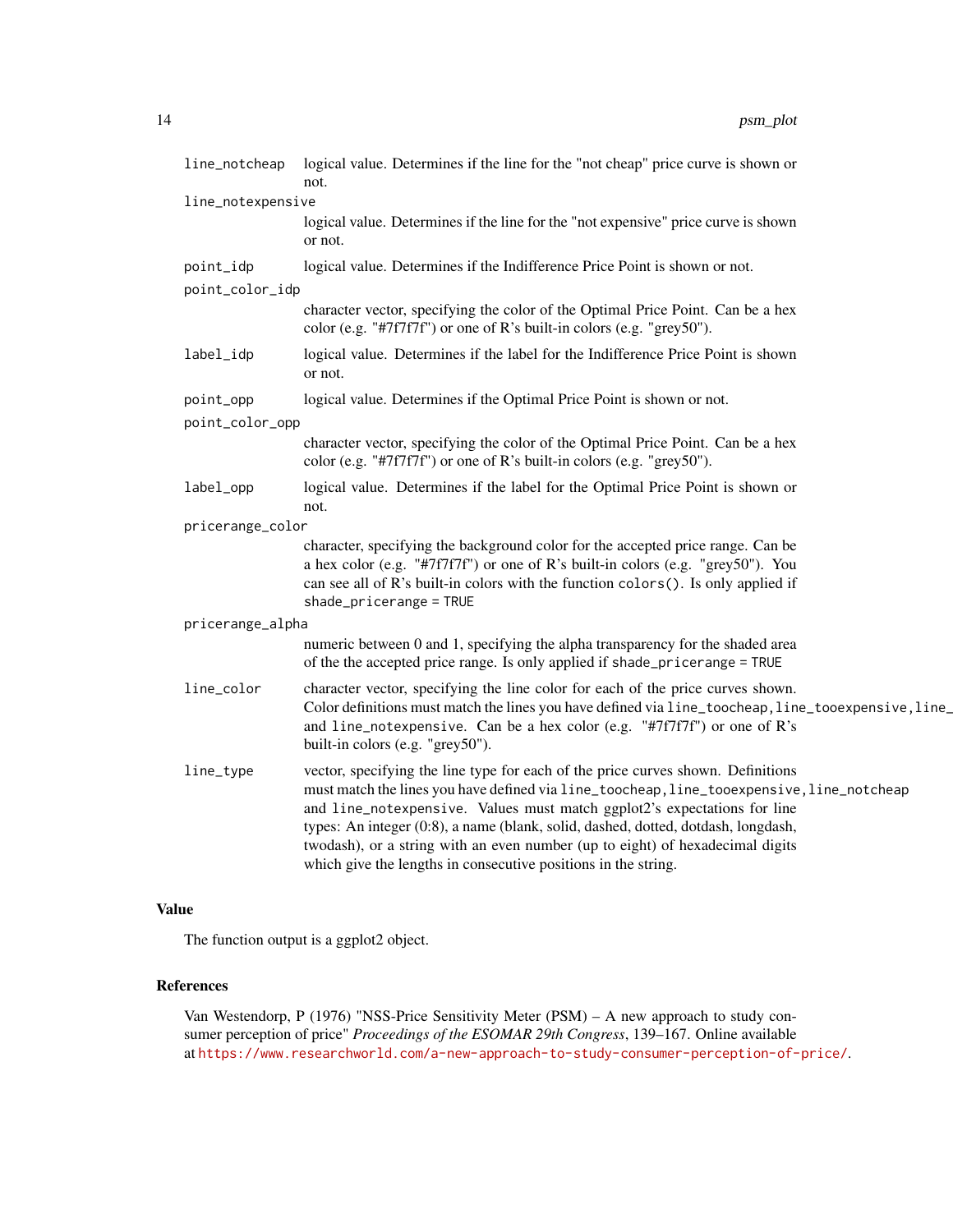`line_notcheap` logical value. Determines if the line for the "not cheap" price curve is shown or not.

`line_notexpensive` logical value. Determines if the line for the "not expensive" price curve is shown or not.

`point_idp` logical value. Determines if the Indifference Price Point is shown or not.

`point_color_idp` character vector, specifying the color of the Optimal Price Point. Can be a hex color (e.g. "#7f7f7f") or one of R's built-in colors (e.g. "grey50").

`label_idp` logical value. Determines if the label for the Indifference Price Point is shown or not.

`point_opp` logical value. Determines if the Optimal Price Point is shown or not.

`point_color_opp` character vector, specifying the color of the Optimal Price Point. Can be a hex color (e.g. "#7f7f7f") or one of R's built-in colors (e.g. "grey50").

`label_opp` logical value. Determines if the label for the Optimal Price Point is shown or not.

`pricerange_color` character, specifying the background color for the accepted price range. Can be a hex color (e.g. "#7f7f7f") or one of R's built-in colors (e.g. "grey50"). You can see all of R's built-in colors with the function `colors()`. Is only applied if `shade_pricerange = TRUE`

`pricerange_alpha` numeric between 0 and 1, specifying the alpha transparency for the shaded area of the the accepted price range. Is only applied if `shade_pricerange = TRUE`

`line_color` character vector, specifying the line color for each of the price curves shown. Color definitions must match the lines you have defined via `line_toocheap, line_tooexpensive, line_` and `line_notexpensive`. Can be a hex color (e.g. "#7f7f7f") or one of R's built-in colors (e.g. "grey50").

`line_type` vector, specifying the line type for each of the price curves shown. Definitions must match the lines you have defined via `line_toocheap, line_tooexpensive, line_notcheap` and `line_notexpensive`. Values must match ggplot2's expectations for line types: An integer (0:8), a name (blank, solid, dashed, dotted, dotdash, longdash, twodash), or a string with an even number (up to eight) of hexadecimal digits which give the lengths in consecutive positions in the string.

## Value

The function output is a ggplot2 object.

## References

Van Westendorp, P (1976) "NSS-Price Sensitivity Meter (PSM) – A new approach to study consumer perception of price" *Proceedings of the ESOMAR 29th Congress*, 139–167. Online available at https://www.researchworld.com/a-new-approach-to-study-consumer-perception-of-price/.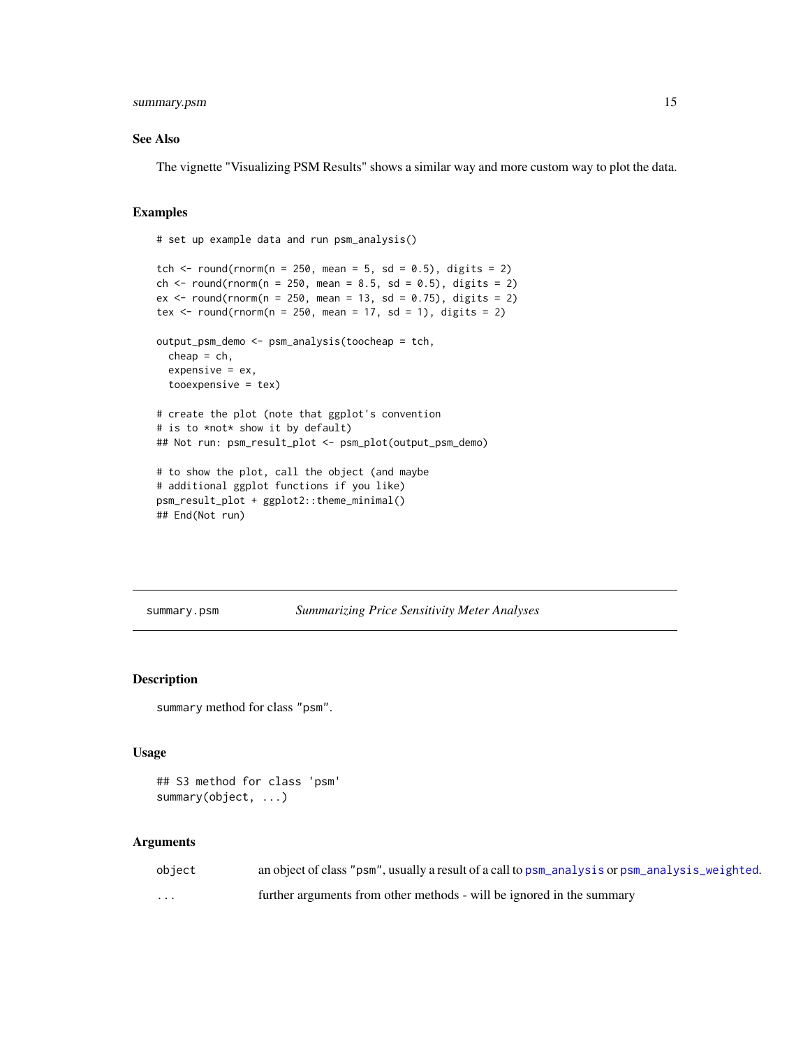## See Also

The vignette "Visualizing PSM Results" shows a similar way and more custom way to plot the data.

## Examples

```
# set up example data and run psm_analysis()

tch <- round(rnorm(n = 250, mean = 5, sd = 0.5), digits = 2)
ch <- round(rnorm(n = 250, mean = 8.5, sd = 0.5), digits = 2)
ex <- round(rnorm(n = 250, mean = 13, sd = 0.75), digits = 2)
tex <- round(rnorm(n = 250, mean = 17, sd = 1), digits = 2)

output_psm_demo <- psm_analysis(toocheap = tch,
  cheap = ch,
  expensive = ex,
  tooexpensive = tex)

# create the plot (note that ggplot's convention
# is to *not* show it by default)
## Not run: psm_result_plot <- psm_plot(output_psm_demo)

# to show the plot, call the object (and maybe
# additional ggplot functions if you like)
psm_result_plot + ggplot2::theme_minimal()
## End(Not run)
```

---

# summary.psm — *Summarizing Price Sensitivity Meter Analyses*

## Description

`summary` method for class `"psm"`.

## Usage

```
## S3 method for class 'psm'
summary(object, ...)
```

## Arguments

| | |
|---|---|
| `object` | an object of class `"psm"`, usually a result of a call to `psm_analysis` or `psm_analysis_weighted`. |
| `...` | further arguments from other methods - will be ignored in the summary |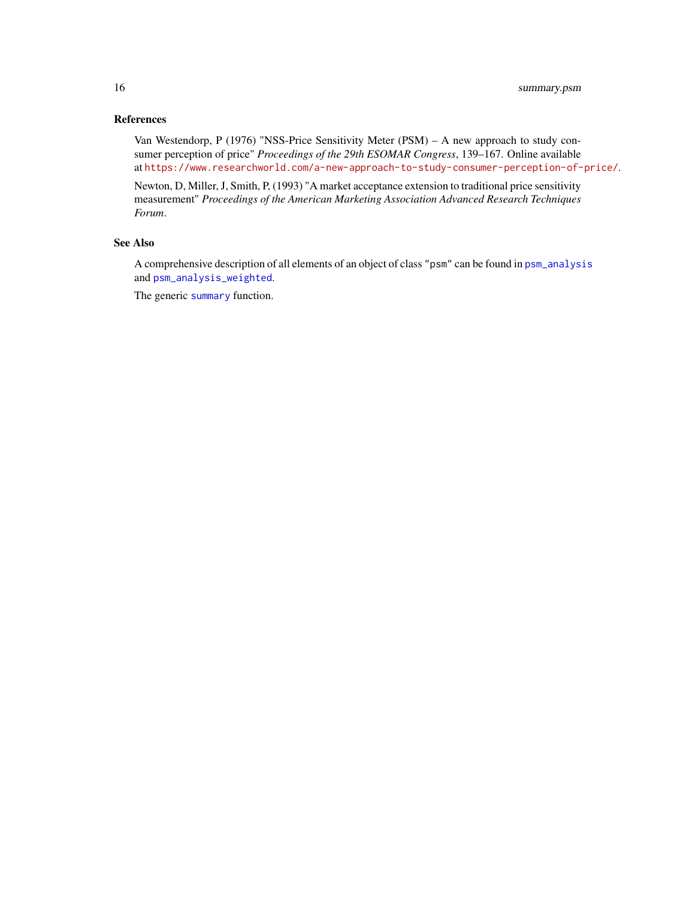## References

Van Westendorp, P (1976) "NSS-Price Sensitivity Meter (PSM) – A new approach to study consumer perception of price" *Proceedings of the 29th ESOMAR Congress*, 139–167. Online available at https://www.researchworld.com/a-new-approach-to-study-consumer-perception-of-price/.

Newton, D, Miller, J, Smith, P, (1993) "A market acceptance extension to traditional price sensitivity measurement" *Proceedings of the American Marketing Association Advanced Research Techniques Forum*.

## See Also

A comprehensive description of all elements of an object of class `"psm"` can be found in `psm_analysis` and `psm_analysis_weighted`.

The generic `summary` function.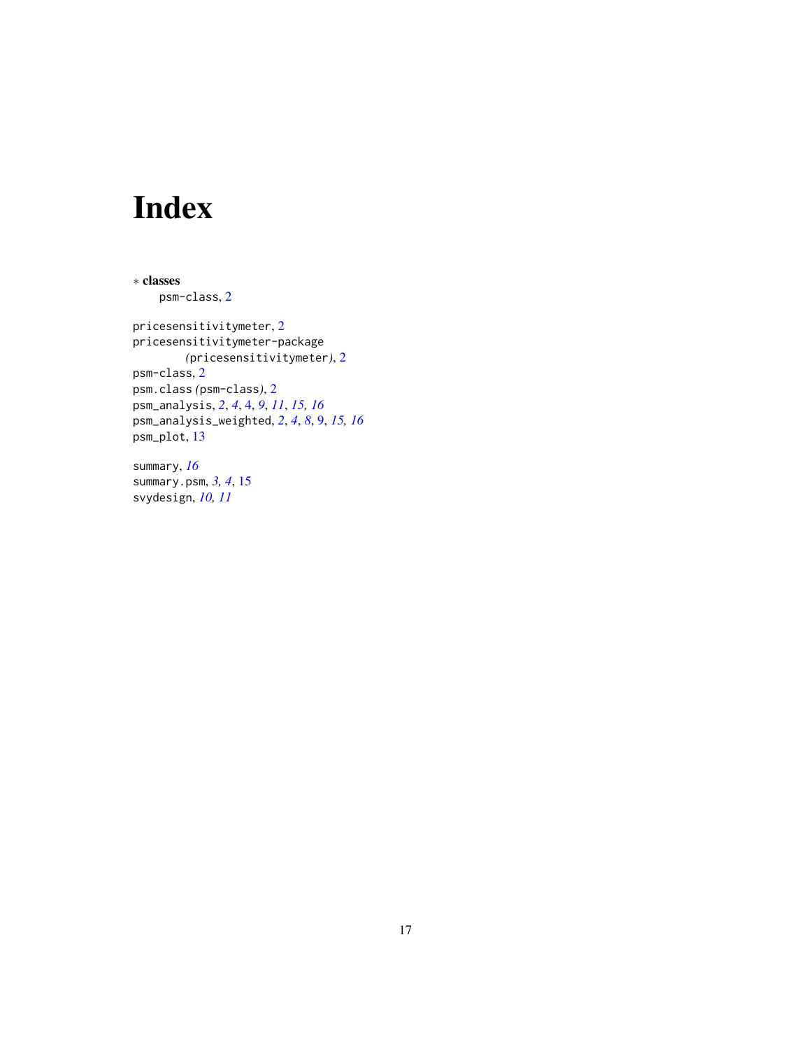# Index

∗ **classes**

psm-class, 2

pricesensitivitymeter, 2
pricesensitivitymeter-package
(pricesensitivitymeter), 2
psm-class, 2
psm.class (psm-class), 2
psm_analysis, *2*, *4*, 4, *9*, *11*, *15, 16*
psm_analysis_weighted, *2*, *4*, *8*, 9, *15, 16*
psm_plot, 13

summary, *16*
summary.psm, *3, 4*, 15
svydesign, *10, 11*